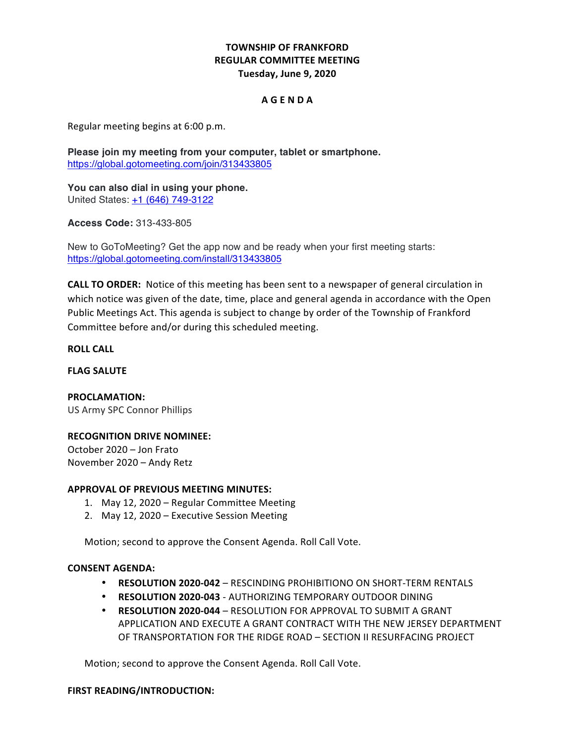**TOWNSHIP OF FRANKFORD**
**REGULAR COMMITTEE MEETING**
**Tuesday, June 9, 2020**

**A G E N D A**

Regular meeting begins at 6:00 p.m.

**Please join my meeting from your computer, tablet or smartphone.**
https://global.gotomeeting.com/join/313433805

**You can also dial in using your phone.**
United States: +1 (646) 749-3122

**Access Code:** 313-433-805

New to GoToMeeting? Get the app now and be ready when your first meeting starts:
https://global.gotomeeting.com/install/313433805

**CALL TO ORDER:** Notice of this meeting has been sent to a newspaper of general circulation in which notice was given of the date, time, place and general agenda in accordance with the Open Public Meetings Act. This agenda is subject to change by order of the Township of Frankford Committee before and/or during this scheduled meeting.

**ROLL CALL**

**FLAG SALUTE**

**PROCLAMATION:**
US Army SPC Connor Phillips

**RECOGNITION DRIVE NOMINEE:**
October 2020 – Jon Frato
November 2020 – Andy Retz

**APPROVAL OF PREVIOUS MEETING MINUTES:**

1. May 12, 2020 – Regular Committee Meeting
2. May 12, 2020 – Executive Session Meeting

Motion; second to approve the Consent Agenda. Roll Call Vote.

**CONSENT AGENDA:**

- **RESOLUTION 2020-042** – RESCINDING PROHIBITIONO ON SHORT-TERM RENTALS
- **RESOLUTION 2020-043** - AUTHORIZING TEMPORARY OUTDOOR DINING
- **RESOLUTION 2020-044** – RESOLUTION FOR APPROVAL TO SUBMIT A GRANT APPLICATION AND EXECUTE A GRANT CONTRACT WITH THE NEW JERSEY DEPARTMENT OF TRANSPORTATION FOR THE RIDGE ROAD – SECTION II RESURFACING PROJECT

Motion; second to approve the Consent Agenda. Roll Call Vote.

**FIRST READING/INTRODUCTION:**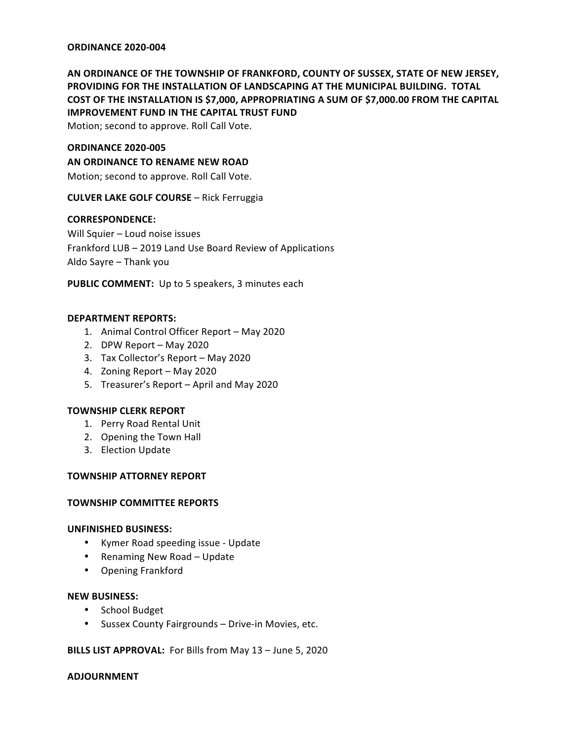**ORDINANCE 2020-004**

**AN ORDINANCE OF THE TOWNSHIP OF FRANKFORD, COUNTY OF SUSSEX, STATE OF NEW JERSEY, PROVIDING FOR THE INSTALLATION OF LANDSCAPING AT THE MUNICIPAL BUILDING. TOTAL COST OF THE INSTALLATION IS $7,000, APPROPRIATING A SUM OF $7,000.00 FROM THE CAPITAL IMPROVEMENT FUND IN THE CAPITAL TRUST FUND**

Motion; second to approve. Roll Call Vote.

**ORDINANCE 2020-005**

**AN ORDINANCE TO RENAME NEW ROAD**

Motion; second to approve. Roll Call Vote.

**CULVER LAKE GOLF COURSE** – Rick Ferruggia

**CORRESPONDENCE:**

Will Squier – Loud noise issues
Frankford LUB – 2019 Land Use Board Review of Applications
Aldo Sayre – Thank you

**PUBLIC COMMENT:** Up to 5 speakers, 3 minutes each

**DEPARTMENT REPORTS:**

1. Animal Control Officer Report – May 2020
2. DPW Report – May 2020
3. Tax Collector's Report – May 2020
4. Zoning Report – May 2020
5. Treasurer's Report – April and May 2020

**TOWNSHIP CLERK REPORT**

1. Perry Road Rental Unit
2. Opening the Town Hall
3. Election Update

**TOWNSHIP ATTORNEY REPORT**

**TOWNSHIP COMMITTEE REPORTS**

**UNFINISHED BUSINESS:**

- Kymer Road speeding issue - Update
- Renaming New Road – Update
- Opening Frankford

**NEW BUSINESS:**

- School Budget
- Sussex County Fairgrounds – Drive-in Movies, etc.

**BILLS LIST APPROVAL:** For Bills from May 13 – June 5, 2020

**ADJOURNMENT**